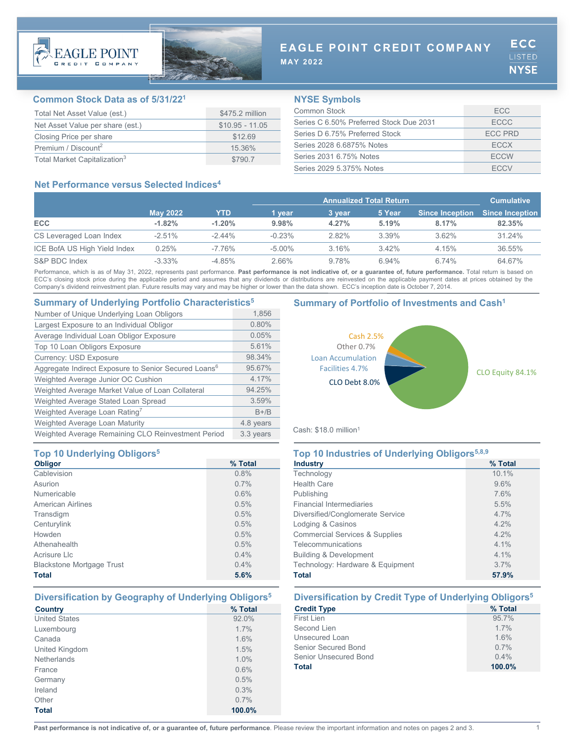# EAGLE POINT CREDIT COMPANY

MAY 2022

ECC LISTED NYSE

## Common Stock Data as of 5/31/22[1]

| | |
|---|---|
| Total Net Asset Value (est.) | $475.2 million |
| Net Asset Value per share (est.) | $10.95 - 11.05 |
| Closing Price per share | $12.69 |
| Premium / Discount[2] | 15.36% |
| Total Market Capitalization[3] | $790.7 |

## NYSE Symbols

| | |
|---|---|
| Common Stock | ECC |
| Series C 6.50% Preferred Stock Due 2031 | ECCC |
| Series D 6.75% Preferred Stock | ECC PRD |
| Series 2028 6.6875% Notes | ECCX |
| Series 2031 6.75% Notes | ECCW |
| Series 2029 5.375% Notes | ECCV |

## Net Performance versus Selected Indices[4]

| | | | Annualized Total Return | | | | Cumulative |
|---|---|---|---|---|---|---|---|
| | May 2022 | YTD | 1 year | 3 year | 5 Year | Since Inception | Since Inception |
| **ECC** | **-1.82%** | **-1.20%** | **9.98%** | **4.27%** | **5.19%** | **8.17%** | **82.35%** |
| CS Leveraged Loan Index | -2.51% | -2.44% | -0.23% | 2.82% | 3.39% | 3.62% | 31.24% |
| ICE BofA US High Yield Index | 0.25% | -7.76% | -5.00% | 3.16% | 3.42% | 4.15% | 36.55% |
| S&P BDC Index | -3.33% | -4.85% | 2.66% | 9.78% | 6.94% | 6.74% | 64.67% |

Performance, which is as of May 31, 2022, represents past performance. **Past performance is not indicative of, or a guarantee of, future performance.** Total return is based on ECC's closing stock price during the applicable period and assumes that any dividends or distributions are reinvested on the applicable payment dates at prices obtained by the Company's dividend reinvestment plan. Future results may vary and may be higher or lower than the data shown. ECC's inception date is October 7, 2014.

## Summary of Underlying Portfolio Characteristics[5]

| | |
|---|---|
| Number of Unique Underlying Loan Obligors | 1,856 |
| Largest Exposure to an Individual Obligor | 0.80% |
| Average Individual Loan Obligor Exposure | 0.05% |
| Top 10 Loan Obligors Exposure | 5.61% |
| Currency: USD Exposure | 98.34% |
| Aggregate Indirect Exposure to Senior Secured Loans[6] | 95.67% |
| Weighted Average Junior OC Cushion | 4.17% |
| Weighted Average Market Value of Loan Collateral | 94.25% |
| Weighted Average Stated Loan Spread | 3.59% |
| Weighted Average Loan Rating[7] | B+/B |
| Weighted Average Loan Maturity | 4.8 years |
| Weighted Average Remaining CLO Reinvestment Period | 3.3 years |

## Summary of Portfolio of Investments and Cash[1]

| Category | % |
|---|---|
| CLO Equity | 84.1% |
| CLO Debt | 8.0% |
| Loan Accumulation Facilities | 4.7% |
| Other | 0.7% |
| Cash | 2.5% |

Cash: $18.0 million[1]

## Top 10 Underlying Obligors[5]

| Obligor | % Total |
|---|---|
| Cablevision | 0.8% |
| Asurion | 0.7% |
| Numericable | 0.6% |
| American Airlines | 0.5% |
| Transdigm | 0.5% |
| Centurylink | 0.5% |
| Howden | 0.5% |
| Athenahealth | 0.5% |
| Acrisure Llc | 0.4% |
| Blackstone Mortgage Trust | 0.4% |
| **Total** | **5.6%** |

## Top 10 Industries of Underlying Obligors[5,8,9]

| Industry | % Total |
|---|---|
| Technology | 10.1% |
| Health Care | 9.6% |
| Publishing | 7.6% |
| Financial Intermediaries | 5.5% |
| Diversified/Conglomerate Service | 4.7% |
| Lodging & Casinos | 4.2% |
| Commercial Services & Supplies | 4.2% |
| Telecommunications | 4.1% |
| Building & Development | 4.1% |
| Technology: Hardware & Equipment | 3.7% |
| **Total** | **57.9%** |

## Diversification by Geography of Underlying Obligors[5]

| Country | % Total |
|---|---|
| United States | 92.0% |
| Luxembourg | 1.7% |
| Canada | 1.6% |
| United Kingdom | 1.5% |
| Netherlands | 1.0% |
| France | 0.6% |
| Germany | 0.5% |
| Ireland | 0.3% |
| Other | 0.7% |
| **Total** | **100.0%** |

## Diversification by Credit Type of Underlying Obligors[5]

| Credit Type | % Total |
|---|---|
| First Lien | 95.7% |
| Second Lien | 1.7% |
| Unsecured Loan | 1.6% |
| Senior Secured Bond | 0.7% |
| Senior Unsecured Bond | 0.4% |
| **Total** | **100.0%** |

**Past performance is not indicative of, or a guarantee of, future performance**. Please review the important information and notes on pages 2 and 3.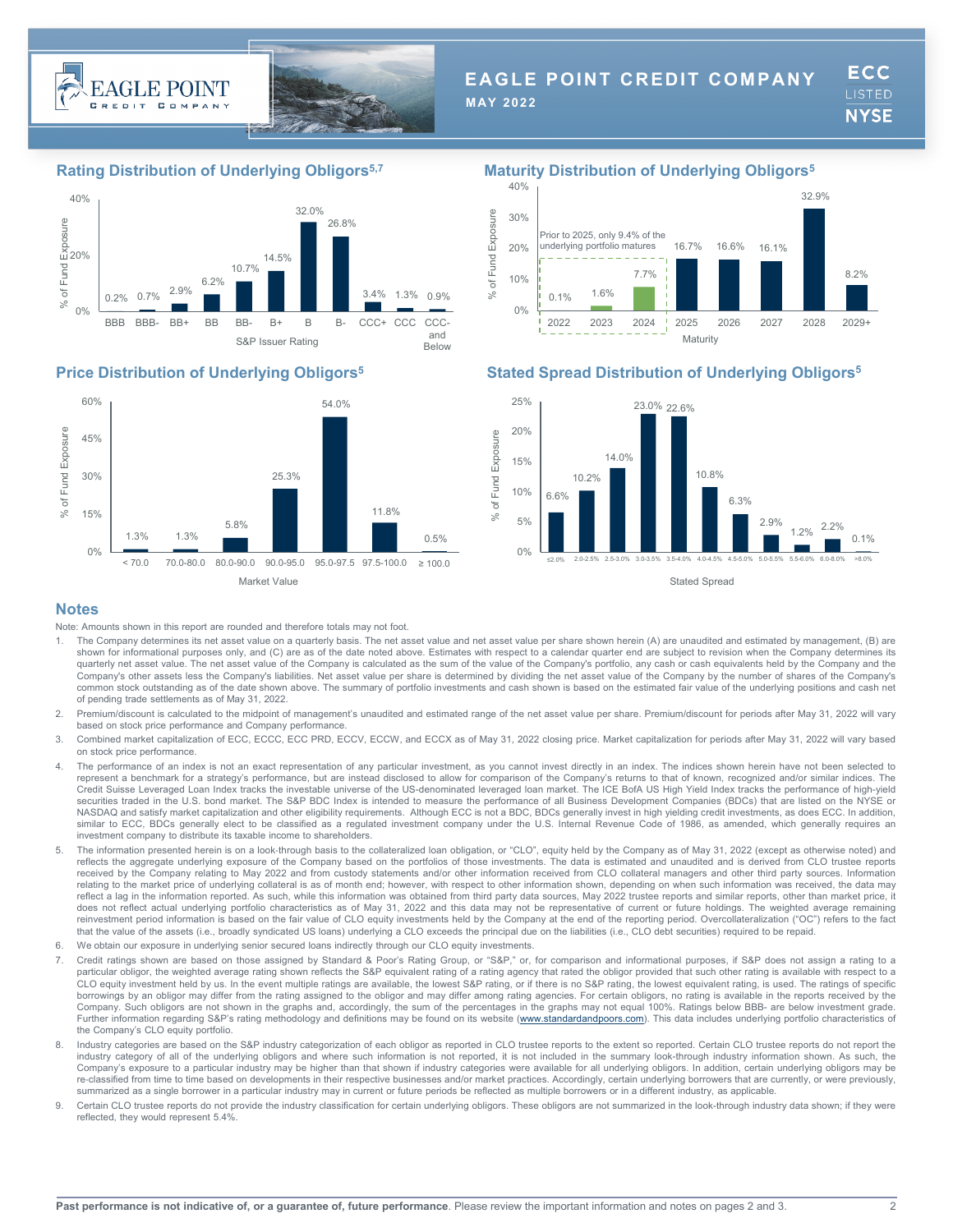# EAGLE POINT CREDIT COMPANY

**MAY 2022**

ECC LISTED NYSE

## Rating Distribution of Underlying Obligors[5,7]

| S&P Issuer Rating | % of Fund Exposure |
|---|---|
| BBB | 0.2% |
| BBB- | 0.7% |
| BB+ | 2.9% |
| BB | 6.2% |
| BB- | 10.7% |
| B+ | 14.5% |
| B | 32.0% |
| B- | 26.8% |
| CCC+ | 3.4% |
| CCC | 1.3% |
| CCC- and Below | 0.9% |

## Maturity Distribution of Underlying Obligors[5]

Prior to 2025, only 9.4% of the underlying portfolio matures

| Maturity | % of Fund Exposure |
|---|---|
| 2022 | 0.1% |
| 2023 | 1.6% |
| 2024 | 7.7% |
| 2025 | 16.7% |
| 2026 | 16.6% |
| 2027 | 16.1% |
| 2028 | 32.9% |
| 2029+ | 8.2% |

## Price Distribution of Underlying Obligors[5]

| Market Value | % of Fund Exposure |
|---|---|
| < 70.0 | 1.3% |
| 70.0-80.0 | 1.3% |
| 80.0-90.0 | 5.8% |
| 90.0-95.0 | 25.3% |
| 95.0-97.5 | 54.0% |
| 97.5-100.0 | 11.8% |
| ≥ 100.0 | 0.5% |

## Stated Spread Distribution of Underlying Obligors[5]

| Stated Spread | % of Fund Exposure |
|---|---|
| ≤2.0% | 6.6% |
| 2.0-2.5% | 10.2% |
| 2.5-3.0% | 14.0% |
| 3.0-3.5% | 23.0% |
| 3.5-4.0% | 22.6% |
| 4.0-4.5% | 10.8% |
| 4.5-5.0% | 6.3% |
| 5.0-5.5% | 2.9% |
| 5.5-6.0% | 1.2% |
| 6.0-8.0% | 2.2% |
| >8.0% | 0.1% |

## Notes

Note: Amounts shown in this report are rounded and therefore totals may not foot.

1. The Company determines its net asset value on a quarterly basis. The net asset value and net asset value per share shown herein (A) are unaudited and estimated by management, (B) are shown for informational purposes only, and (C) are as of the date noted above. Estimates with respect to a calendar quarter end are subject to revision when the Company determines its quarterly net asset value. The net asset value of the Company is calculated as the sum of the value of the Company's portfolio, any cash or cash equivalents held by the Company and the Company's other assets less the Company's liabilities. Net asset value per share is determined by dividing the net asset value of the Company by the number of shares of the Company's common stock outstanding as of the date shown above. The summary of portfolio investments and cash shown is based on the estimated fair value of the underlying positions and cash net of pending trade settlements as of May 31, 2022.
2. Premium/discount is calculated to the midpoint of management's unaudited and estimated range of the net asset value per share. Premium/discount for periods after May 31, 2022 will vary based on stock price performance and Company performance.
3. Combined market capitalization of ECC, ECCC, ECC PRD, ECCV, ECCW, and ECCX as of May 31, 2022 closing price. Market capitalization for periods after May 31, 2022 will vary based on stock price performance.
4. The performance of an index is not an exact representation of any particular investment, as you cannot invest directly in an index. The indices shown herein have not been selected to represent a benchmark for a strategy's performance, but are instead disclosed to allow for comparison of the Company's returns to that of known, recognized and/or similar indices. The Credit Suisse Leveraged Loan Index tracks the investable universe of the US-denominated leveraged loan market. The ICE BofA US High Yield Index tracks the performance of high-yield securities traded in the U.S. bond market. The S&P BDC Index is intended to measure the performance of all Business Development Companies (BDCs) that are listed on the NYSE or NASDAQ and satisfy market capitalization and other eligibility requirements. Although ECC is not a BDC, BDCs generally invest in high yielding credit investments, as does ECC. In addition, similar to ECC, BDCs generally elect to be classified as a regulated investment company under the U.S. Internal Revenue Code of 1986, as amended, which generally requires an investment company to distribute its taxable income to shareholders.
5. The information presented herein is on a look-through basis to the collateralized loan obligation, or "CLO", equity held by the Company as of May 31, 2022 (except as otherwise noted) and reflects the aggregate underlying exposure of the Company based on the portfolios of those investments. The data is estimated and unaudited and is derived from CLO trustee reports received by the Company relating to May 2022 and from custody statements and/or other information received from CLO collateral managers and other third party sources. Information relating to the market price of underlying collateral is as of month end; however, with respect to other information shown, depending on when such information was received, the data may reflect a lag in the information reported. As such, while this information was obtained from third party data sources, May 2022 trustee reports and similar reports, other than market price, it does not reflect actual underlying portfolio characteristics as of May 31, 2022 and this data may not be representative of current or future holdings. The weighted average remaining reinvestment period information is based on the fair value of CLO equity investments held by the Company at the end of the reporting period. Overcollateralization ("OC") refers to the fact that the value of the assets (i.e., broadly syndicated US loans) underlying a CLO exceeds the principal due on the liabilities (i.e., CLO debt securities) required to be repaid.
6. We obtain our exposure in underlying senior secured loans indirectly through our CLO equity investments.
7. Credit ratings shown are based on those assigned by Standard & Poor's Rating Group, or "S&P," or, for comparison and informational purposes, if S&P does not assign a rating to a particular obligor, the weighted average rating shown reflects the S&P equivalent rating of a rating agency that rated the obligor provided that such other rating is available with respect to a CLO equity investment held by us. In the event multiple ratings are available, the lowest S&P rating, or if there is no S&P rating, the lowest equivalent rating, is used. The ratings of specific borrowings by an obligor may differ from the rating assigned to the obligor and may differ among rating agencies. For certain obligors, no rating is available in the reports received by the Company. Such obligors are not shown in the graphs and, accordingly, the sum of the percentages in the graphs may not equal 100%. Ratings below BBB- are below investment grade. Further information regarding S&P's rating methodology and definitions may be found on its website (www.standardandpoors.com). This data includes underlying portfolio characteristics of the Company's CLO equity portfolio.
8. Industry categories are based on the S&P industry categorization of each obligor as reported in CLO trustee reports to the extent so reported. Certain CLO trustee reports do not report the industry category of all of the underlying obligors and where such information is not reported, it is not included in the summary look-through industry information shown. As such, the Company's exposure to a particular industry may be higher than that shown if industry categories were available for all underlying obligors. In addition, certain underlying obligors may be re-classified from time to time based on developments in their respective businesses and/or market practices. Accordingly, certain underlying borrowers that are currently, or were previously, summarized as a single borrower in a particular industry may in current or future periods be reflected as multiple borrowers or in a different industry, as applicable.
9. Certain CLO trustee reports do not provide the industry classification for certain underlying obligors. These obligors are not summarized in the look-through industry data shown; if they were reflected, they would represent 5.4%.

**Past performance is not indicative of, or a guarantee of, future performance**. Please review the important information and notes on pages 2 and 3.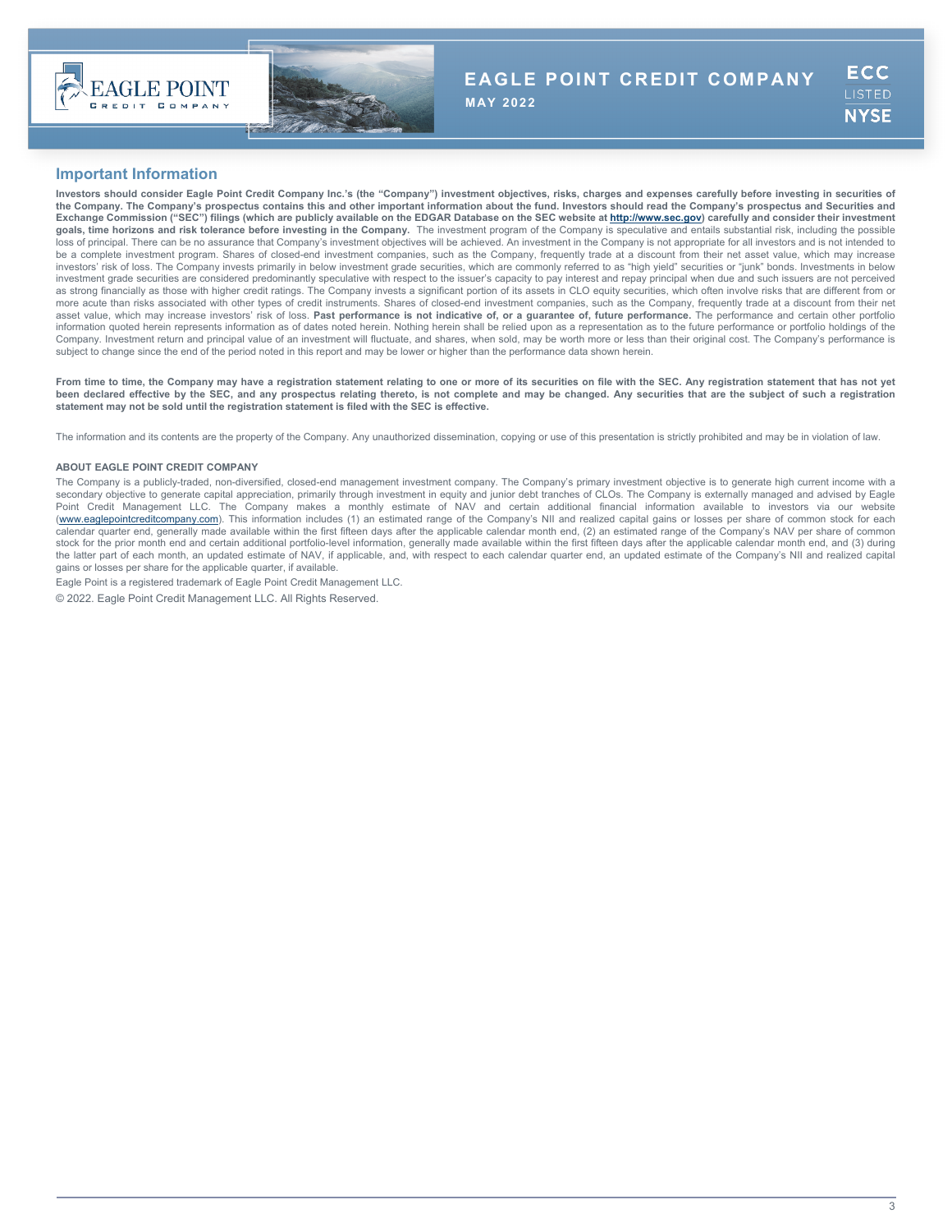## Important Information

**Investors should consider Eagle Point Credit Company Inc.'s (the "Company") investment objectives, risks, charges and expenses carefully before investing in securities of the Company. The Company's prospectus contains this and other important information about the fund. Investors should read the Company's prospectus and Securities and Exchange Commission ("SEC") filings (which are publicly available on the EDGAR Database on the SEC website at http://www.sec.gov) carefully and consider their investment goals, time horizons and risk tolerance before investing in the Company.** The investment program of the Company is speculative and entails substantial risk, including the possible loss of principal. There can be no assurance that Company's investment objectives will be achieved. An investment in the Company is not appropriate for all investors and is not intended to be a complete investment program. Shares of closed-end investment companies, such as the Company, frequently trade at a discount from their net asset value, which may increase investors' risk of loss. The Company invests primarily in below investment grade securities, which are commonly referred to as "high yield" securities or "junk" bonds. Investments in below investment grade securities are considered predominantly speculative with respect to the issuer's capacity to pay interest and repay principal when due and such issuers are not perceived as strong financially as those with higher credit ratings. The Company invests a significant portion of its assets in CLO equity securities, which often involve risks that are different from or more acute than risks associated with other types of credit instruments. Shares of closed-end investment companies, such as the Company, frequently trade at a discount from their net asset value, which may increase investors' risk of loss. **Past performance is not indicative of, or a guarantee of, future performance.** The performance and certain other portfolio information quoted herein represents information as of dates noted herein. Nothing herein shall be relied upon as a representation as to the future performance or portfolio holdings of the Company. Investment return and principal value of an investment will fluctuate, and shares, when sold, may be worth more or less than their original cost. The Company's performance is subject to change since the end of the period noted in this report and may be lower or higher than the performance data shown herein.

**From time to time, the Company may have a registration statement relating to one or more of its securities on file with the SEC. Any registration statement that has not yet been declared effective by the SEC, and any prospectus relating thereto, is not complete and may be changed. Any securities that are the subject of such a registration statement may not be sold until the registration statement is filed with the SEC is effective.**

The information and its contents are the property of the Company. Any unauthorized dissemination, copying or use of this presentation is strictly prohibited and may be in violation of law.

**ABOUT EAGLE POINT CREDIT COMPANY**

The Company is a publicly-traded, non-diversified, closed-end management investment company. The Company's primary investment objective is to generate high current income with a secondary objective to generate capital appreciation, primarily through investment in equity and junior debt tranches of CLOs. The Company is externally managed and advised by Eagle Point Credit Management LLC. The Company makes a monthly estimate of NAV and certain additional financial information available to investors via our website (www.eaglepointcreditcompany.com). This information includes (1) an estimated range of the Company's NII and realized capital gains or losses per share of common stock for each calendar quarter end, generally made available within the first fifteen days after the applicable calendar month end, (2) an estimated range of the Company's NAV per share of common stock for the prior month end and certain additional portfolio-level information, generally made available within the first fifteen days after the applicable calendar month end, and (3) during the latter part of each month, an updated estimate of NAV, if applicable, and, with respect to each calendar quarter end, an updated estimate of the Company's NII and realized capital gains or losses per share for the applicable quarter, if available.

Eagle Point is a registered trademark of Eagle Point Credit Management LLC.

© 2022. Eagle Point Credit Management LLC. All Rights Reserved.